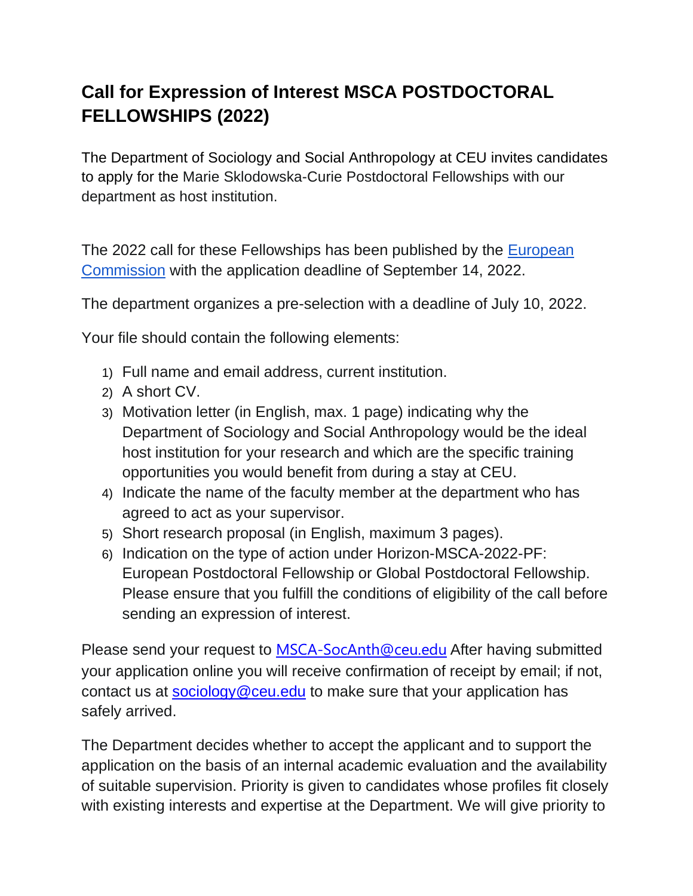# Call for Expression of Interest MSCA POSTDOCTORAL FELLOWSHIPS (2022)

The Department of Sociology and Social Anthropology at CEU invites candidates to apply for the Marie Sklodowska-Curie Postdoctoral Fellowships with our department as host institution.

The 2022 call for these Fellowships has been published by the European Commission with the application deadline of September 14, 2022.

The department organizes a pre-selection with a deadline of July 10, 2022.

Your file should contain the following elements:

1) Full name and email address, current institution.
2) A short CV.
3) Motivation letter (in English, max. 1 page) indicating why the Department of Sociology and Social Anthropology would be the ideal host institution for your research and which are the specific training opportunities you would benefit from during a stay at CEU.
4) Indicate the name of the faculty member at the department who has agreed to act as your supervisor.
5) Short research proposal (in English, maximum 3 pages).
6) Indication on the type of action under Horizon-MSCA-2022-PF: European Postdoctoral Fellowship or Global Postdoctoral Fellowship. Please ensure that you fulfill the conditions of eligibility of the call before sending an expression of interest.

Please send your request to MSCA-SocAnth@ceu.edu After having submitted your application online you will receive confirmation of receipt by email; if not, contact us at sociology@ceu.edu to make sure that your application has safely arrived.

The Department decides whether to accept the applicant and to support the application on the basis of an internal academic evaluation and the availability of suitable supervision. Priority is given to candidates whose profiles fit closely with existing interests and expertise at the Department. We will give priority to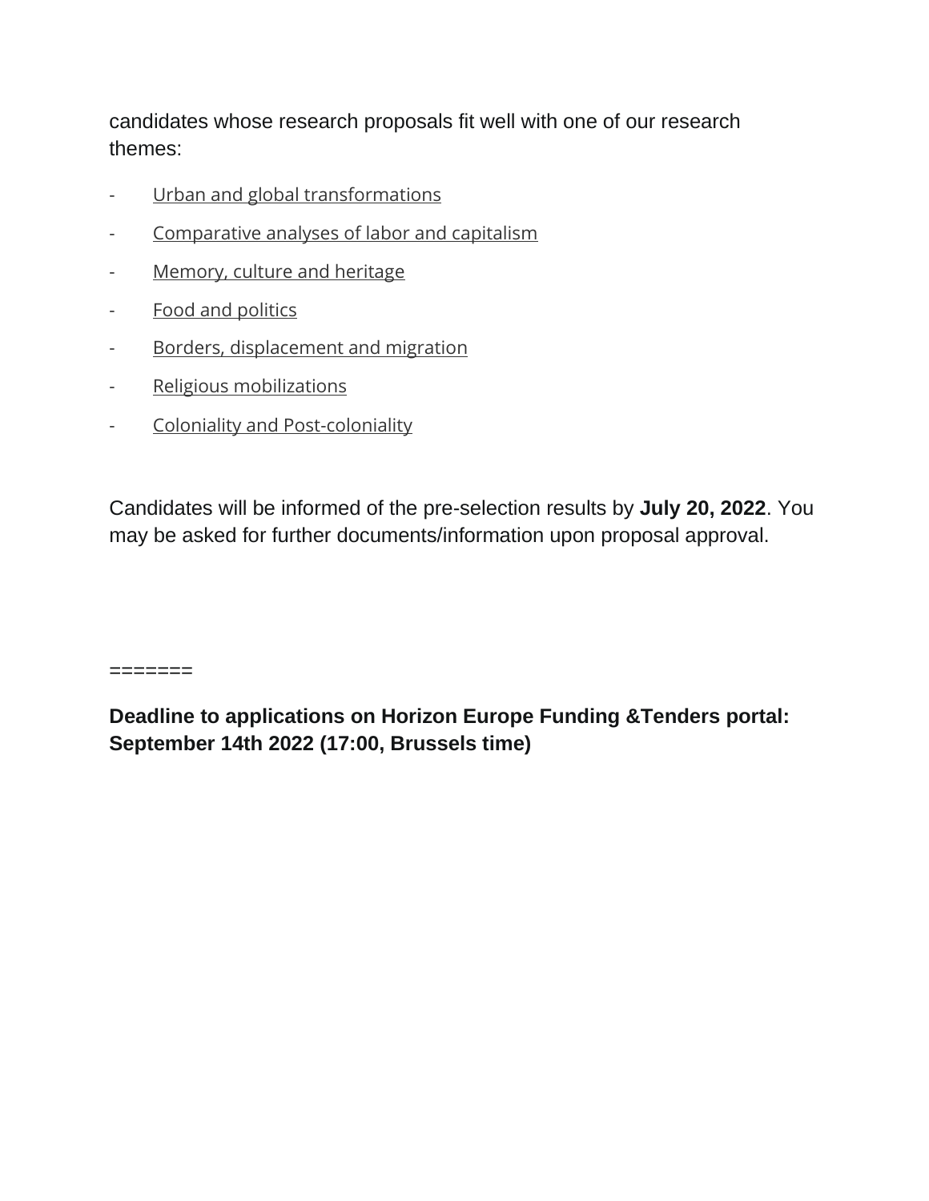candidates whose research proposals fit well with one of our research themes:

- Urban and global transformations
- Comparative analyses of labor and capitalism
- Memory, culture and heritage
- Food and politics
- Borders, displacement and migration
- Religious mobilizations
- Coloniality and Post-coloniality

Candidates will be informed of the pre-selection results by **July 20, 2022**. You may be asked for further documents/information upon proposal approval.

=======

**Deadline to applications on Horizon Europe Funding &Tenders portal: September 14th 2022 (17:00, Brussels time)**